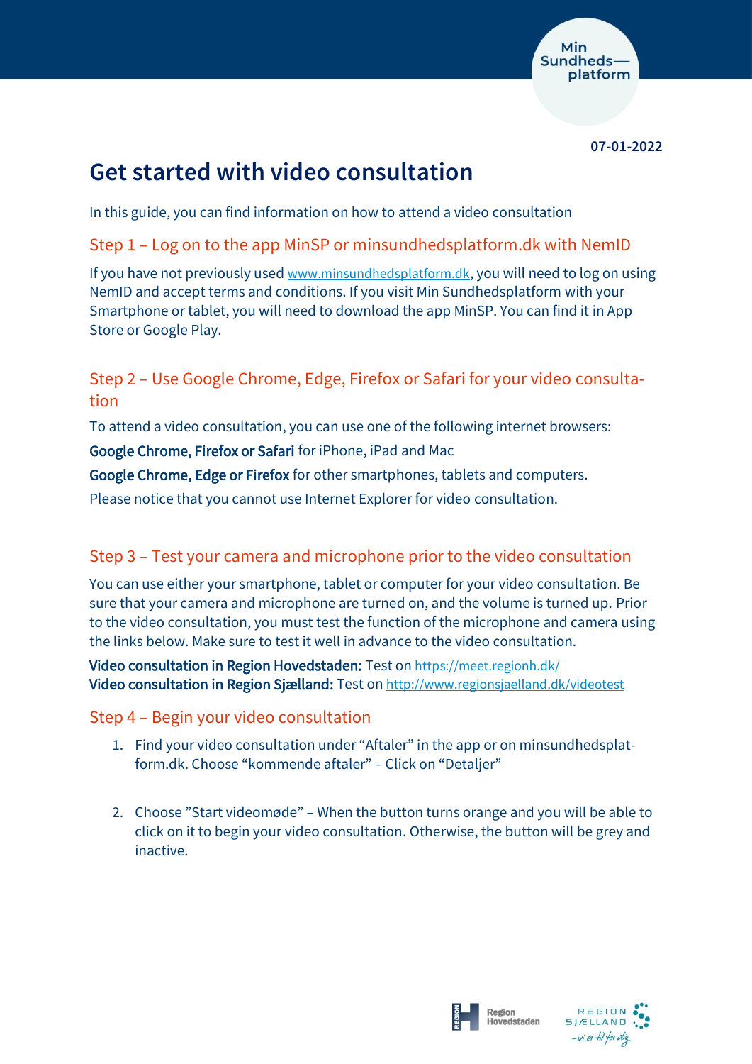07-01-2022

# Get started with video consultation

In this guide, you can find information on how to attend a video consultation

## Step 1 – Log on to the app MinSP or minsundhedsplatform.dk with NemID

If you have not previously used www.minsundhedsplatform.dk, you will need to log on using NemID and accept terms and conditions. If you visit Min Sundhedsplatform with your Smartphone or tablet, you will need to download the app MinSP. You can find it in App Store or Google Play.

## Step 2 – Use Google Chrome, Edge, Firefox or Safari for your video consultation

To attend a video consultation, you can use one of the following internet browsers:

**Google Chrome, Firefox or Safari** for iPhone, iPad and Mac

**Google Chrome, Edge or Firefox** for other smartphones, tablets and computers.

Please notice that you cannot use Internet Explorer for video consultation.

## Step 3 – Test your camera and microphone prior to the video consultation

You can use either your smartphone, tablet or computer for your video consultation. Be sure that your camera and microphone are turned on, and the volume is turned up. Prior to the video consultation, you must test the function of the microphone and camera using the links below. Make sure to test it well in advance to the video consultation.

**Video consultation in Region Hovedstaden:** Test on https://meet.regionh.dk/
**Video consultation in Region Sjælland:** Test on http://www.regionsjaelland.dk/videotest

## Step 4 – Begin your video consultation

1. Find your video consultation under "Aftaler" in the app or on minsundhedsplatform.dk. Choose "kommende aftaler" – Click on "Detaljer"

2. Choose "Start videomøde" – When the button turns orange and you will be able to click on it to begin your video consultation. Otherwise, the button will be grey and inactive.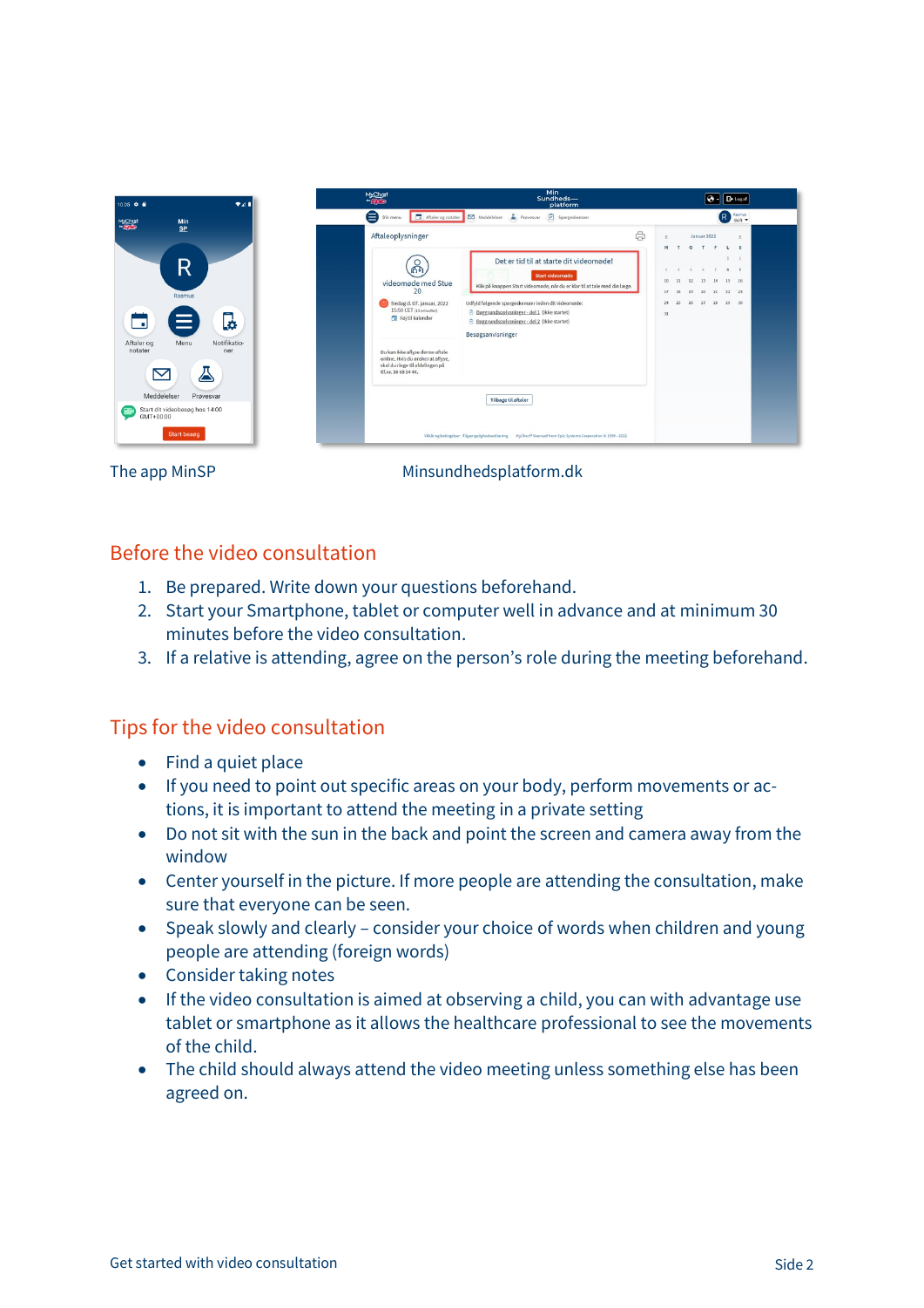The app MinSP

Minsundhedsplatform.dk

## Before the video consultation

1. Be prepared. Write down your questions beforehand.
2. Start your Smartphone, tablet or computer well in advance and at minimum 30 minutes before the video consultation.
3. If a relative is attending, agree on the person's role during the meeting beforehand.

## Tips for the video consultation

- Find a quiet place
- If you need to point out specific areas on your body, perform movements or actions, it is important to attend the meeting in a private setting
- Do not sit with the sun in the back and point the screen and camera away from the window
- Center yourself in the picture. If more people are attending the consultation, make sure that everyone can be seen.
- Speak slowly and clearly – consider your choice of words when children and young people are attending (foreign words)
- Consider taking notes
- If the video consultation is aimed at observing a child, you can with advantage use tablet or smartphone as it allows the healthcare professional to see the movements of the child.
- The child should always attend the video meeting unless something else has been agreed on.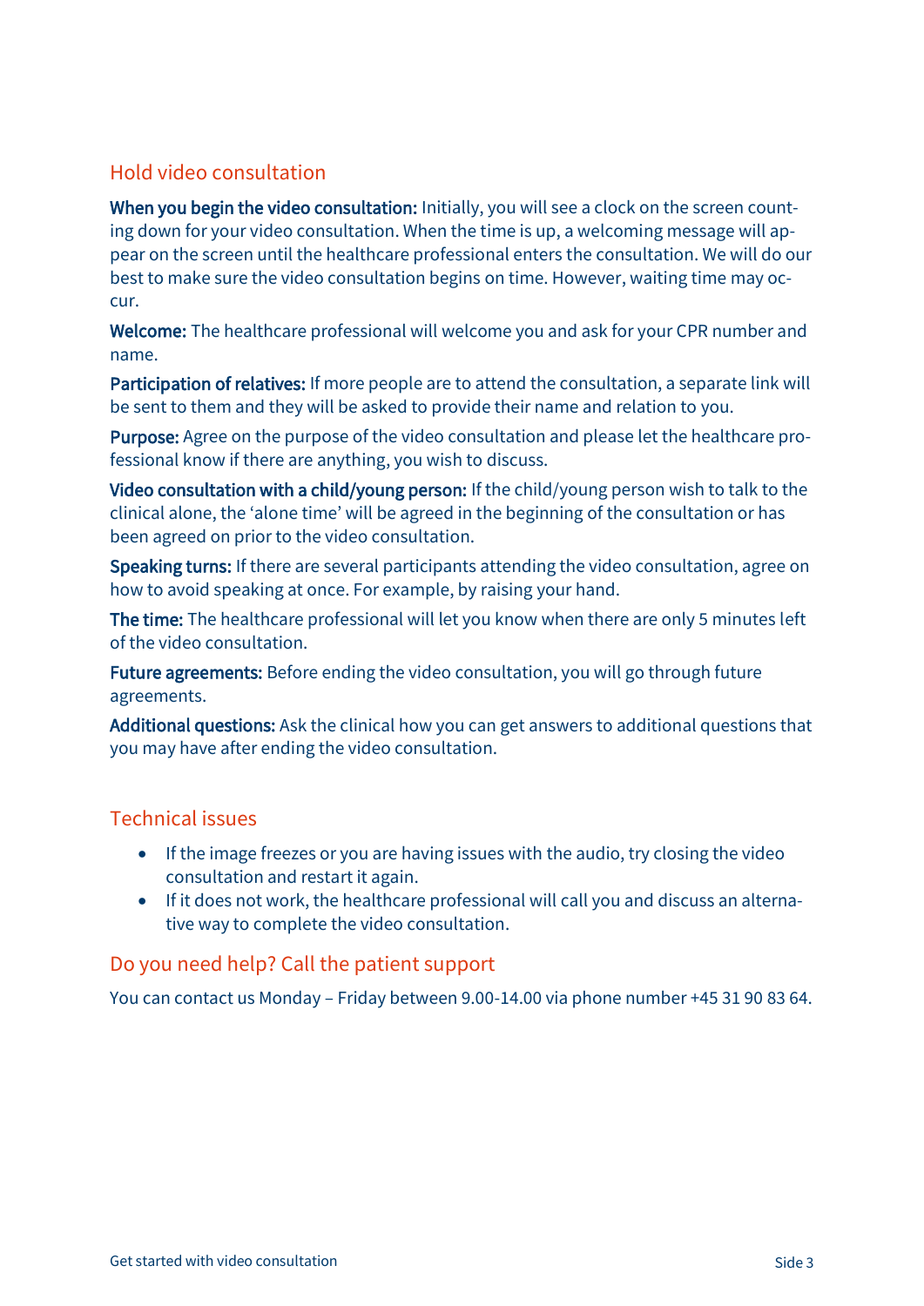## Hold video consultation

**When you begin the video consultation:** Initially, you will see a clock on the screen counting down for your video consultation. When the time is up, a welcoming message will appear on the screen until the healthcare professional enters the consultation. We will do our best to make sure the video consultation begins on time. However, waiting time may occur.

**Welcome:** The healthcare professional will welcome you and ask for your CPR number and name.

**Participation of relatives:** If more people are to attend the consultation, a separate link will be sent to them and they will be asked to provide their name and relation to you.

**Purpose:** Agree on the purpose of the video consultation and please let the healthcare professional know if there are anything, you wish to discuss.

**Video consultation with a child/young person:** If the child/young person wish to talk to the clinical alone, the 'alone time' will be agreed in the beginning of the consultation or has been agreed on prior to the video consultation.

**Speaking turns:** If there are several participants attending the video consultation, agree on how to avoid speaking at once. For example, by raising your hand.

**The time:** The healthcare professional will let you know when there are only 5 minutes left of the video consultation.

**Future agreements:** Before ending the video consultation, you will go through future agreements.

**Additional questions:** Ask the clinical how you can get answers to additional questions that you may have after ending the video consultation.

## Technical issues

- If the image freezes or you are having issues with the audio, try closing the video consultation and restart it again.
- If it does not work, the healthcare professional will call you and discuss an alternative way to complete the video consultation.

## Do you need help? Call the patient support

You can contact us Monday – Friday between 9.00-14.00 via phone number +45 31 90 83 64.